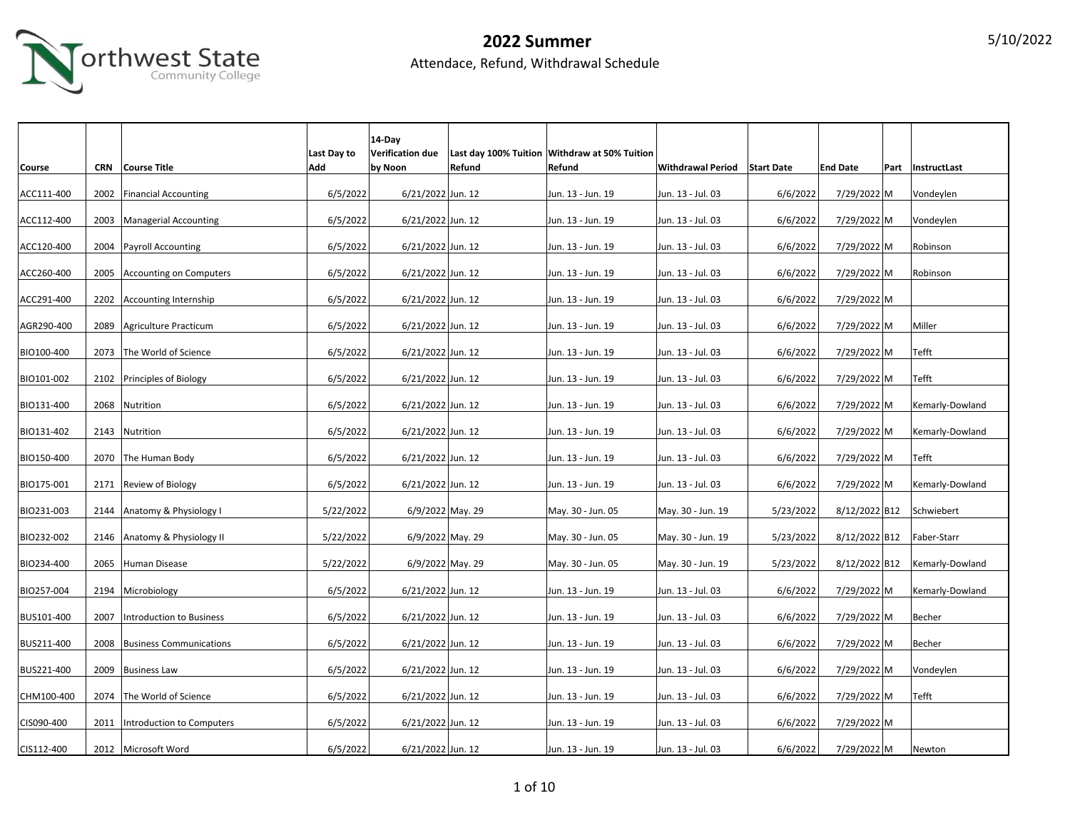# 2022 Summer

Attendace, Refund, Withdrawal Schedule

5/10/2022

| Course | CRN | Course Title | Last Day to Add | 14-Day Verification due by Noon | Last day 100% Tuition Refund | Withdraw at 50% Tuition Refund | Withdrawal Period | Start Date | End Date | Part | InstructLast |
|---|---|---|---|---|---|---|---|---|---|---|---|
| ACC111-400 | 2002 | Financial Accounting | 6/5/2022 | 6/21/2022 | Jun. 12 | Jun. 13 - Jun. 19 | Jun. 13 - Jul. 03 | 6/6/2022 | 7/29/2022 | M | Vondeylen |
| ACC112-400 | 2003 | Managerial Accounting | 6/5/2022 | 6/21/2022 | Jun. 12 | Jun. 13 - Jun. 19 | Jun. 13 - Jul. 03 | 6/6/2022 | 7/29/2022 | M | Vondeylen |
| ACC120-400 | 2004 | Payroll Accounting | 6/5/2022 | 6/21/2022 | Jun. 12 | Jun. 13 - Jun. 19 | Jun. 13 - Jul. 03 | 6/6/2022 | 7/29/2022 | M | Robinson |
| ACC260-400 | 2005 | Accounting on Computers | 6/5/2022 | 6/21/2022 | Jun. 12 | Jun. 13 - Jun. 19 | Jun. 13 - Jul. 03 | 6/6/2022 | 7/29/2022 | M | Robinson |
| ACC291-400 | 2202 | Accounting Internship | 6/5/2022 | 6/21/2022 | Jun. 12 | Jun. 13 - Jun. 19 | Jun. 13 - Jul. 03 | 6/6/2022 | 7/29/2022 | M | |
| AGR290-400 | 2089 | Agriculture Practicum | 6/5/2022 | 6/21/2022 | Jun. 12 | Jun. 13 - Jun. 19 | Jun. 13 - Jul. 03 | 6/6/2022 | 7/29/2022 | M | Miller |
| BIO100-400 | 2073 | The World of Science | 6/5/2022 | 6/21/2022 | Jun. 12 | Jun. 13 - Jun. 19 | Jun. 13 - Jul. 03 | 6/6/2022 | 7/29/2022 | M | Tefft |
| BIO101-002 | 2102 | Principles of Biology | 6/5/2022 | 6/21/2022 | Jun. 12 | Jun. 13 - Jun. 19 | Jun. 13 - Jul. 03 | 6/6/2022 | 7/29/2022 | M | Tefft |
| BIO131-400 | 2068 | Nutrition | 6/5/2022 | 6/21/2022 | Jun. 12 | Jun. 13 - Jun. 19 | Jun. 13 - Jul. 03 | 6/6/2022 | 7/29/2022 | M | Kemarly-Dowland |
| BIO131-402 | 2143 | Nutrition | 6/5/2022 | 6/21/2022 | Jun. 12 | Jun. 13 - Jun. 19 | Jun. 13 - Jul. 03 | 6/6/2022 | 7/29/2022 | M | Kemarly-Dowland |
| BIO150-400 | 2070 | The Human Body | 6/5/2022 | 6/21/2022 | Jun. 12 | Jun. 13 - Jun. 19 | Jun. 13 - Jul. 03 | 6/6/2022 | 7/29/2022 | M | Tefft |
| BIO175-001 | 2171 | Review of Biology | 6/5/2022 | 6/21/2022 | Jun. 12 | Jun. 13 - Jun. 19 | Jun. 13 - Jul. 03 | 6/6/2022 | 7/29/2022 | M | Kemarly-Dowland |
| BIO231-003 | 2144 | Anatomy & Physiology I | 5/22/2022 | 6/9/2022 | May. 29 | May. 30 - Jun. 05 | May. 30 - Jun. 19 | 5/23/2022 | 8/12/2022 | B12 | Schwiebert |
| BIO232-002 | 2146 | Anatomy & Physiology II | 5/22/2022 | 6/9/2022 | May. 29 | May. 30 - Jun. 05 | May. 30 - Jun. 19 | 5/23/2022 | 8/12/2022 | B12 | Faber-Starr |
| BIO234-400 | 2065 | Human Disease | 5/22/2022 | 6/9/2022 | May. 29 | May. 30 - Jun. 05 | May. 30 - Jun. 19 | 5/23/2022 | 8/12/2022 | B12 | Kemarly-Dowland |
| BIO257-004 | 2194 | Microbiology | 6/5/2022 | 6/21/2022 | Jun. 12 | Jun. 13 - Jun. 19 | Jun. 13 - Jul. 03 | 6/6/2022 | 7/29/2022 | M | Kemarly-Dowland |
| BUS101-400 | 2007 | Introduction to Business | 6/5/2022 | 6/21/2022 | Jun. 12 | Jun. 13 - Jun. 19 | Jun. 13 - Jul. 03 | 6/6/2022 | 7/29/2022 | M | Becher |
| BUS211-400 | 2008 | Business Communications | 6/5/2022 | 6/21/2022 | Jun. 12 | Jun. 13 - Jun. 19 | Jun. 13 - Jul. 03 | 6/6/2022 | 7/29/2022 | M | Becher |
| BUS221-400 | 2009 | Business Law | 6/5/2022 | 6/21/2022 | Jun. 12 | Jun. 13 - Jun. 19 | Jun. 13 - Jul. 03 | 6/6/2022 | 7/29/2022 | M | Vondeylen |
| CHM100-400 | 2074 | The World of Science | 6/5/2022 | 6/21/2022 | Jun. 12 | Jun. 13 - Jun. 19 | Jun. 13 - Jul. 03 | 6/6/2022 | 7/29/2022 | M | Tefft |
| CIS090-400 | 2011 | Introduction to Computers | 6/5/2022 | 6/21/2022 | Jun. 12 | Jun. 13 - Jun. 19 | Jun. 13 - Jul. 03 | 6/6/2022 | 7/29/2022 | M | |
| CIS112-400 | 2012 | Microsoft Word | 6/5/2022 | 6/21/2022 | Jun. 12 | Jun. 13 - Jun. 19 | Jun. 13 - Jul. 03 | 6/6/2022 | 7/29/2022 | M | Newton |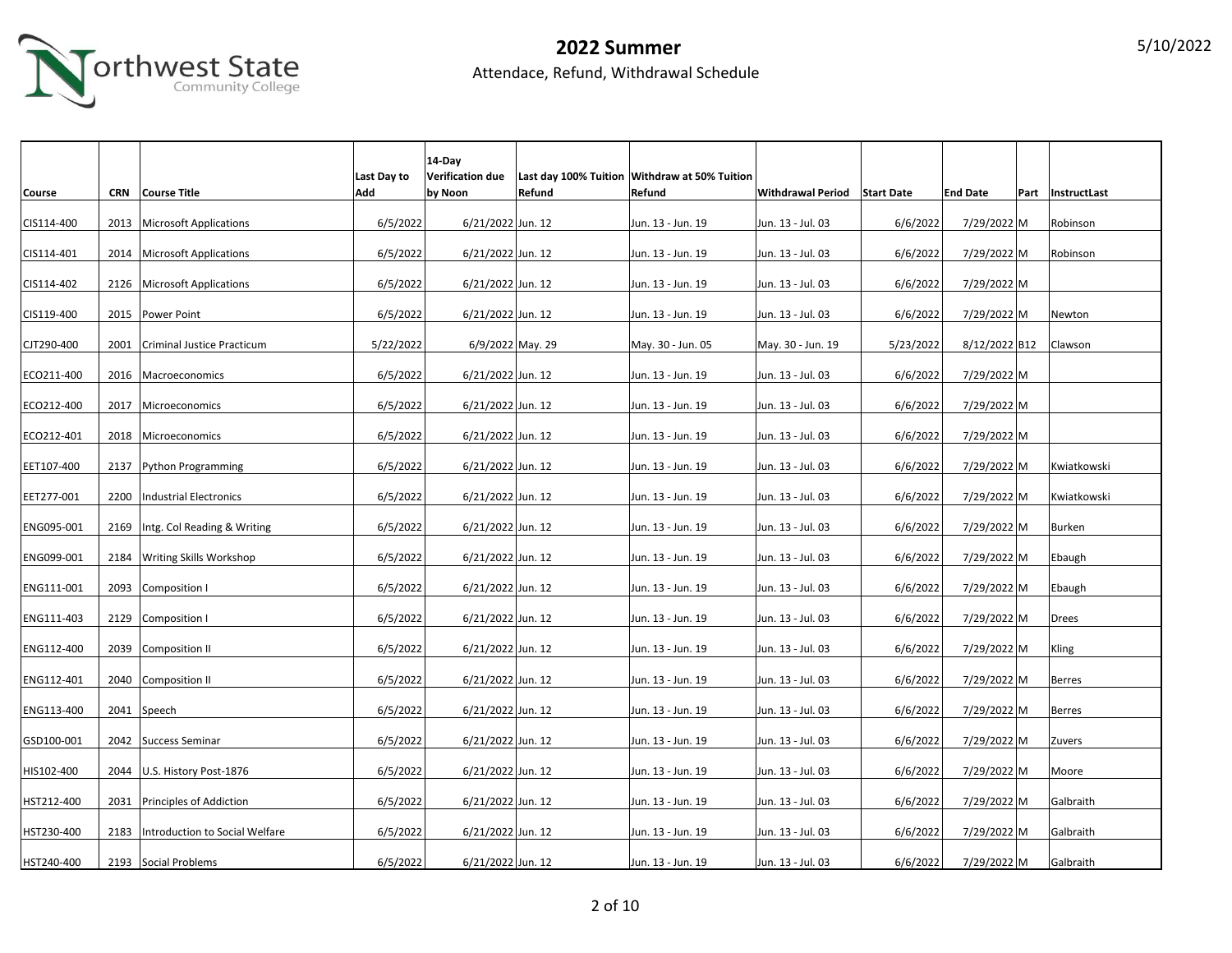# 2022 Summer

Attendace, Refund, Withdrawal Schedule

5/10/2022

| Course | CRN | Course Title | Last Day to Add | 14-Day Verification due by Noon | Last day 100% Tuition Refund | Withdraw at 50% Tuition Refund | Withdrawal Period | Start Date | End Date | Part | InstructLast |
|---|---|---|---|---|---|---|---|---|---|---|---|
| CIS114-400 | 2013 | Microsoft Applications | 6/5/2022 | 6/21/2022 | Jun. 12 | Jun. 13 - Jun. 19 | Jun. 13 - Jul. 03 | 6/6/2022 | 7/29/2022 | M | Robinson |
| CIS114-401 | 2014 | Microsoft Applications | 6/5/2022 | 6/21/2022 | Jun. 12 | Jun. 13 - Jun. 19 | Jun. 13 - Jul. 03 | 6/6/2022 | 7/29/2022 | M | Robinson |
| CIS114-402 | 2126 | Microsoft Applications | 6/5/2022 | 6/21/2022 | Jun. 12 | Jun. 13 - Jun. 19 | Jun. 13 - Jul. 03 | 6/6/2022 | 7/29/2022 | M | |
| CIS119-400 | 2015 | Power Point | 6/5/2022 | 6/21/2022 | Jun. 12 | Jun. 13 - Jun. 19 | Jun. 13 - Jul. 03 | 6/6/2022 | 7/29/2022 | M | Newton |
| CJT290-400 | 2001 | Criminal Justice Practicum | 5/22/2022 | 6/9/2022 | May. 29 | May. 30 - Jun. 05 | May. 30 - Jun. 19 | 5/23/2022 | 8/12/2022 | B12 | Clawson |
| ECO211-400 | 2016 | Macroeconomics | 6/5/2022 | 6/21/2022 | Jun. 12 | Jun. 13 - Jun. 19 | Jun. 13 - Jul. 03 | 6/6/2022 | 7/29/2022 | M | |
| ECO212-400 | 2017 | Microeconomics | 6/5/2022 | 6/21/2022 | Jun. 12 | Jun. 13 - Jun. 19 | Jun. 13 - Jul. 03 | 6/6/2022 | 7/29/2022 | M | |
| ECO212-401 | 2018 | Microeconomics | 6/5/2022 | 6/21/2022 | Jun. 12 | Jun. 13 - Jun. 19 | Jun. 13 - Jul. 03 | 6/6/2022 | 7/29/2022 | M | |
| EET107-400 | 2137 | Python Programming | 6/5/2022 | 6/21/2022 | Jun. 12 | Jun. 13 - Jun. 19 | Jun. 13 - Jul. 03 | 6/6/2022 | 7/29/2022 | M | Kwiatkowski |
| EET277-001 | 2200 | Industrial Electronics | 6/5/2022 | 6/21/2022 | Jun. 12 | Jun. 13 - Jun. 19 | Jun. 13 - Jul. 03 | 6/6/2022 | 7/29/2022 | M | Kwiatkowski |
| ENG095-001 | 2169 | Intg. Col Reading & Writing | 6/5/2022 | 6/21/2022 | Jun. 12 | Jun. 13 - Jun. 19 | Jun. 13 - Jul. 03 | 6/6/2022 | 7/29/2022 | M | Burken |
| ENG099-001 | 2184 | Writing Skills Workshop | 6/5/2022 | 6/21/2022 | Jun. 12 | Jun. 13 - Jun. 19 | Jun. 13 - Jul. 03 | 6/6/2022 | 7/29/2022 | M | Ebaugh |
| ENG111-001 | 2093 | Composition I | 6/5/2022 | 6/21/2022 | Jun. 12 | Jun. 13 - Jun. 19 | Jun. 13 - Jul. 03 | 6/6/2022 | 7/29/2022 | M | Ebaugh |
| ENG111-403 | 2129 | Composition I | 6/5/2022 | 6/21/2022 | Jun. 12 | Jun. 13 - Jun. 19 | Jun. 13 - Jul. 03 | 6/6/2022 | 7/29/2022 | M | Drees |
| ENG112-400 | 2039 | Composition II | 6/5/2022 | 6/21/2022 | Jun. 12 | Jun. 13 - Jun. 19 | Jun. 13 - Jul. 03 | 6/6/2022 | 7/29/2022 | M | Kling |
| ENG112-401 | 2040 | Composition II | 6/5/2022 | 6/21/2022 | Jun. 12 | Jun. 13 - Jun. 19 | Jun. 13 - Jul. 03 | 6/6/2022 | 7/29/2022 | M | Berres |
| ENG113-400 | 2041 | Speech | 6/5/2022 | 6/21/2022 | Jun. 12 | Jun. 13 - Jun. 19 | Jun. 13 - Jul. 03 | 6/6/2022 | 7/29/2022 | M | Berres |
| GSD100-001 | 2042 | Success Seminar | 6/5/2022 | 6/21/2022 | Jun. 12 | Jun. 13 - Jun. 19 | Jun. 13 - Jul. 03 | 6/6/2022 | 7/29/2022 | M | Zuvers |
| HIS102-400 | 2044 | U.S. History Post-1876 | 6/5/2022 | 6/21/2022 | Jun. 12 | Jun. 13 - Jun. 19 | Jun. 13 - Jul. 03 | 6/6/2022 | 7/29/2022 | M | Moore |
| HST212-400 | 2031 | Principles of Addiction | 6/5/2022 | 6/21/2022 | Jun. 12 | Jun. 13 - Jun. 19 | Jun. 13 - Jul. 03 | 6/6/2022 | 7/29/2022 | M | Galbraith |
| HST230-400 | 2183 | Introduction to Social Welfare | 6/5/2022 | 6/21/2022 | Jun. 12 | Jun. 13 - Jun. 19 | Jun. 13 - Jul. 03 | 6/6/2022 | 7/29/2022 | M | Galbraith |
| HST240-400 | 2193 | Social Problems | 6/5/2022 | 6/21/2022 | Jun. 12 | Jun. 13 - Jun. 19 | Jun. 13 - Jul. 03 | 6/6/2022 | 7/29/2022 | M | Galbraith |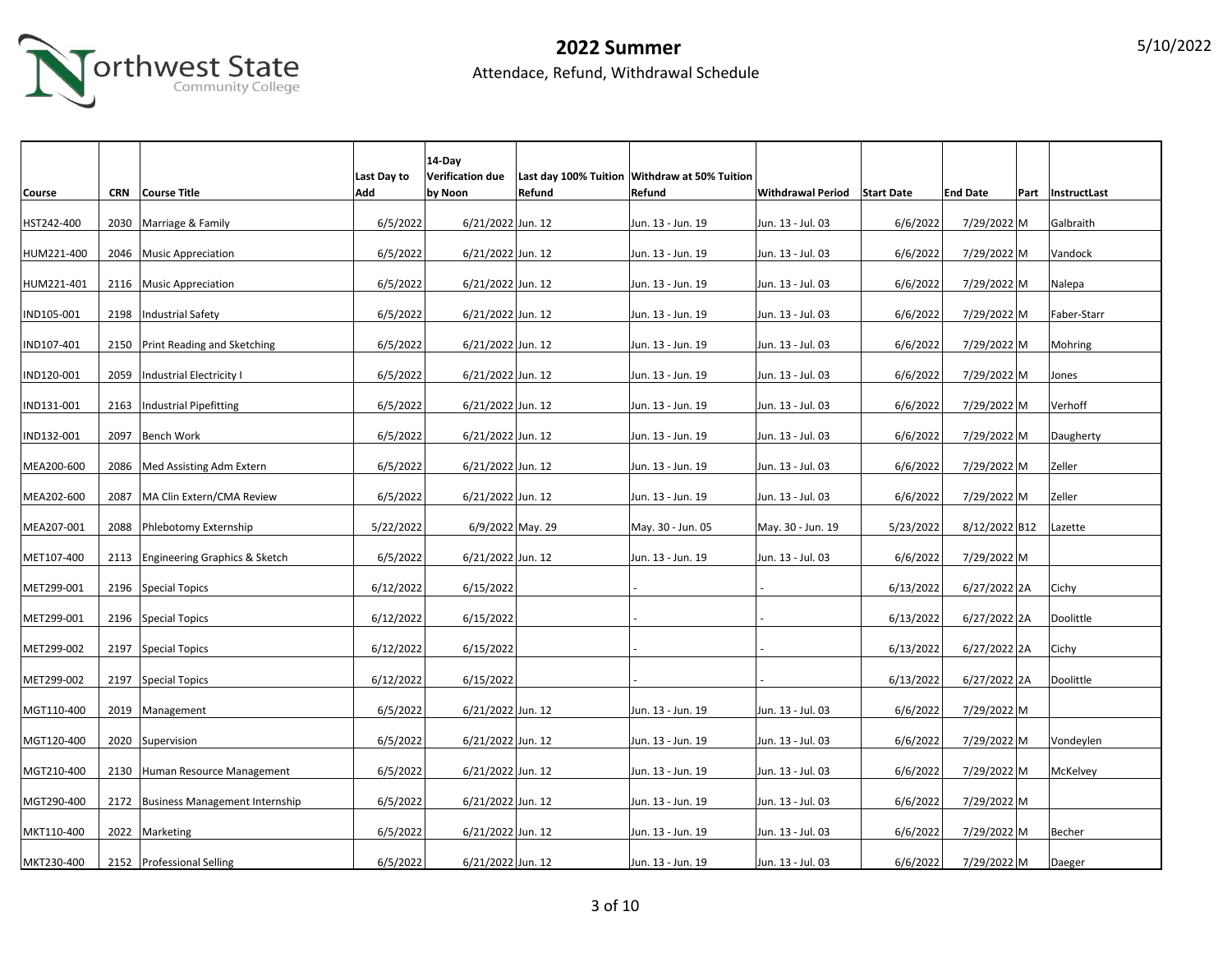# 2022 Summer

Attendace, Refund, Withdrawal Schedule

5/10/2022

| Course | CRN | Course Title | Last Day to Add | 14-Day Verification due by Noon | Last day 100% Tuition Refund | Withdraw at 50% Tuition Refund | Withdrawal Period | Start Date | End Date | Part | InstructLast |
|---|---|---|---|---|---|---|---|---|---|---|---|
| HST242-400 | 2030 | Marriage & Family | 6/5/2022 | 6/21/2022 | Jun. 12 | Jun. 13 - Jun. 19 | Jun. 13 - Jul. 03 | 6/6/2022 | 7/29/2022 | M | Galbraith |
| HUM221-400 | 2046 | Music Appreciation | 6/5/2022 | 6/21/2022 | Jun. 12 | Jun. 13 - Jun. 19 | Jun. 13 - Jul. 03 | 6/6/2022 | 7/29/2022 | M | Vandock |
| HUM221-401 | 2116 | Music Appreciation | 6/5/2022 | 6/21/2022 | Jun. 12 | Jun. 13 - Jun. 19 | Jun. 13 - Jul. 03 | 6/6/2022 | 7/29/2022 | M | Nalepa |
| IND105-001 | 2198 | Industrial Safety | 6/5/2022 | 6/21/2022 | Jun. 12 | Jun. 13 - Jun. 19 | Jun. 13 - Jul. 03 | 6/6/2022 | 7/29/2022 | M | Faber-Starr |
| IND107-401 | 2150 | Print Reading and Sketching | 6/5/2022 | 6/21/2022 | Jun. 12 | Jun. 13 - Jun. 19 | Jun. 13 - Jul. 03 | 6/6/2022 | 7/29/2022 | M | Mohring |
| IND120-001 | 2059 | Industrial Electricity I | 6/5/2022 | 6/21/2022 | Jun. 12 | Jun. 13 - Jun. 19 | Jun. 13 - Jul. 03 | 6/6/2022 | 7/29/2022 | M | Jones |
| IND131-001 | 2163 | Industrial Pipefitting | 6/5/2022 | 6/21/2022 | Jun. 12 | Jun. 13 - Jun. 19 | Jun. 13 - Jul. 03 | 6/6/2022 | 7/29/2022 | M | Verhoff |
| IND132-001 | 2097 | Bench Work | 6/5/2022 | 6/21/2022 | Jun. 12 | Jun. 13 - Jun. 19 | Jun. 13 - Jul. 03 | 6/6/2022 | 7/29/2022 | M | Daugherty |
| MEA200-600 | 2086 | Med Assisting Adm Extern | 6/5/2022 | 6/21/2022 | Jun. 12 | Jun. 13 - Jun. 19 | Jun. 13 - Jul. 03 | 6/6/2022 | 7/29/2022 | M | Zeller |
| MEA202-600 | 2087 | MA Clin Extern/CMA Review | 6/5/2022 | 6/21/2022 | Jun. 12 | Jun. 13 - Jun. 19 | Jun. 13 - Jul. 03 | 6/6/2022 | 7/29/2022 | M | Zeller |
| MEA207-001 | 2088 | Phlebotomy Externship | 5/22/2022 | 6/9/2022 | May. 29 | May. 30 - Jun. 05 | May. 30 - Jun. 19 | 5/23/2022 | 8/12/2022 | B12 | Lazette |
| MET107-400 | 2113 | Engineering Graphics & Sketch | 6/5/2022 | 6/21/2022 | Jun. 12 | Jun. 13 - Jun. 19 | Jun. 13 - Jul. 03 | 6/6/2022 | 7/29/2022 | M | |
| MET299-001 | 2196 | Special Topics | 6/12/2022 | 6/15/2022 | | - | - | 6/13/2022 | 6/27/2022 | 2A | Cichy |
| MET299-001 | 2196 | Special Topics | 6/12/2022 | 6/15/2022 | | - | - | 6/13/2022 | 6/27/2022 | 2A | Doolittle |
| MET299-002 | 2197 | Special Topics | 6/12/2022 | 6/15/2022 | | - | - | 6/13/2022 | 6/27/2022 | 2A | Cichy |
| MET299-002 | 2197 | Special Topics | 6/12/2022 | 6/15/2022 | | - | - | 6/13/2022 | 6/27/2022 | 2A | Doolittle |
| MGT110-400 | 2019 | Management | 6/5/2022 | 6/21/2022 | Jun. 12 | Jun. 13 - Jun. 19 | Jun. 13 - Jul. 03 | 6/6/2022 | 7/29/2022 | M | |
| MGT120-400 | 2020 | Supervision | 6/5/2022 | 6/21/2022 | Jun. 12 | Jun. 13 - Jun. 19 | Jun. 13 - Jul. 03 | 6/6/2022 | 7/29/2022 | M | Vondeylen |
| MGT210-400 | 2130 | Human Resource Management | 6/5/2022 | 6/21/2022 | Jun. 12 | Jun. 13 - Jun. 19 | Jun. 13 - Jul. 03 | 6/6/2022 | 7/29/2022 | M | McKelvey |
| MGT290-400 | 2172 | Business Management Internship | 6/5/2022 | 6/21/2022 | Jun. 12 | Jun. 13 - Jun. 19 | Jun. 13 - Jul. 03 | 6/6/2022 | 7/29/2022 | M | |
| MKT110-400 | 2022 | Marketing | 6/5/2022 | 6/21/2022 | Jun. 12 | Jun. 13 - Jun. 19 | Jun. 13 - Jul. 03 | 6/6/2022 | 7/29/2022 | M | Becher |
| MKT230-400 | 2152 | Professional Selling | 6/5/2022 | 6/21/2022 | Jun. 12 | Jun. 13 - Jun. 19 | Jun. 13 - Jul. 03 | 6/6/2022 | 7/29/2022 | M | Daeger |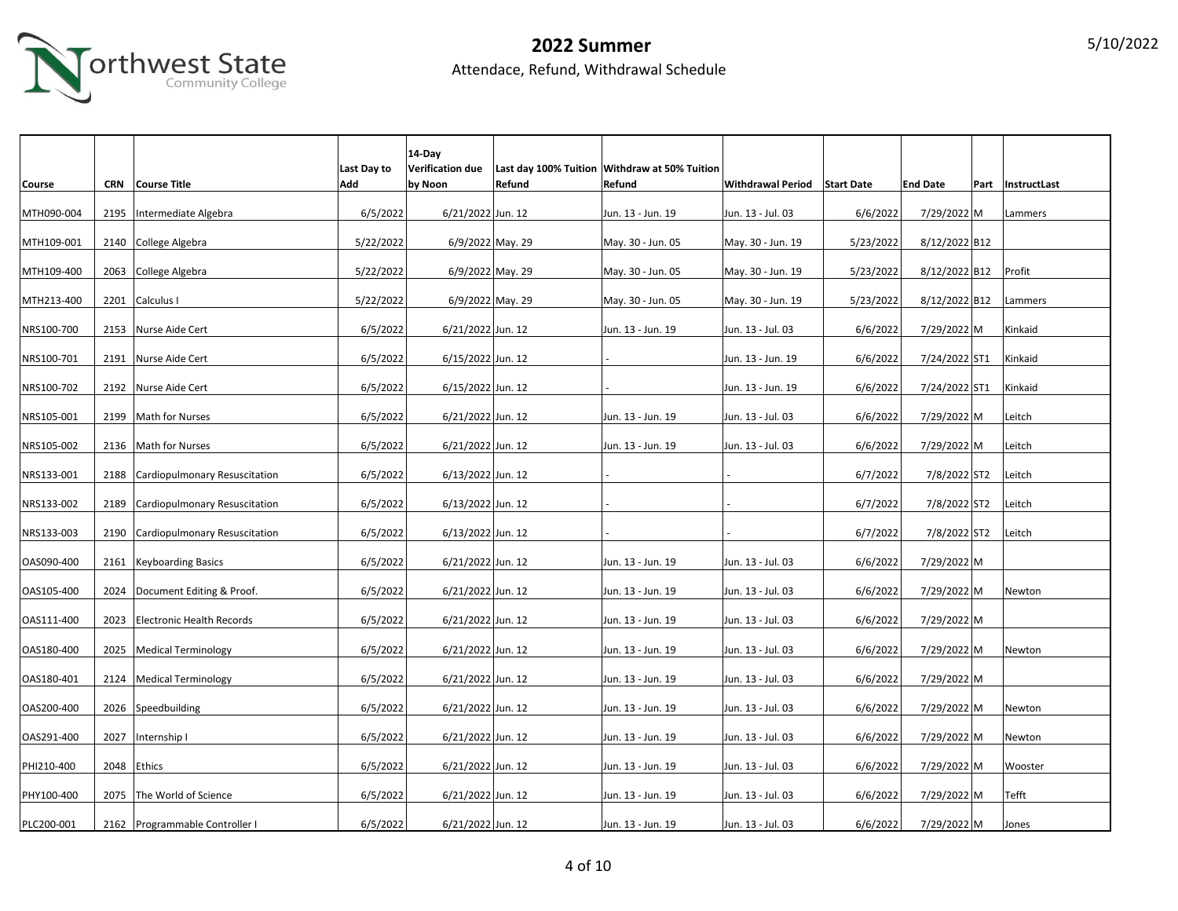# 2022 Summer

Attendace, Refund, Withdrawal Schedule

5/10/2022

| Course | CRN | Course Title | Last Day to Add | 14-Day Verification due by Noon | Last day 100% Tuition Refund | Withdraw at 50% Tuition Refund | Withdrawal Period | Start Date | End Date | Part | InstructLast |
|---|---|---|---|---|---|---|---|---|---|---|---|
| MTH090-004 | 2195 | Intermediate Algebra | 6/5/2022 | 6/21/2022 | Jun. 12 | Jun. 13 - Jun. 19 | Jun. 13 - Jul. 03 | 6/6/2022 | 7/29/2022 | M | Lammers |
| MTH109-001 | 2140 | College Algebra | 5/22/2022 | 6/9/2022 | May. 29 | May. 30 - Jun. 05 | May. 30 - Jun. 19 | 5/23/2022 | 8/12/2022 | B12 | |
| MTH109-400 | 2063 | College Algebra | 5/22/2022 | 6/9/2022 | May. 29 | May. 30 - Jun. 05 | May. 30 - Jun. 19 | 5/23/2022 | 8/12/2022 | B12 | Profit |
| MTH213-400 | 2201 | Calculus I | 5/22/2022 | 6/9/2022 | May. 29 | May. 30 - Jun. 05 | May. 30 - Jun. 19 | 5/23/2022 | 8/12/2022 | B12 | Lammers |
| NRS100-700 | 2153 | Nurse Aide Cert | 6/5/2022 | 6/21/2022 | Jun. 12 | Jun. 13 - Jun. 19 | Jun. 13 - Jul. 03 | 6/6/2022 | 7/29/2022 | M | Kinkaid |
| NRS100-701 | 2191 | Nurse Aide Cert | 6/5/2022 | 6/15/2022 | Jun. 12 | - | Jun. 13 - Jun. 19 | 6/6/2022 | 7/24/2022 | ST1 | Kinkaid |
| NRS100-702 | 2192 | Nurse Aide Cert | 6/5/2022 | 6/15/2022 | Jun. 12 | - | Jun. 13 - Jun. 19 | 6/6/2022 | 7/24/2022 | ST1 | Kinkaid |
| NRS105-001 | 2199 | Math for Nurses | 6/5/2022 | 6/21/2022 | Jun. 12 | Jun. 13 - Jun. 19 | Jun. 13 - Jul. 03 | 6/6/2022 | 7/29/2022 | M | Leitch |
| NRS105-002 | 2136 | Math for Nurses | 6/5/2022 | 6/21/2022 | Jun. 12 | Jun. 13 - Jun. 19 | Jun. 13 - Jul. 03 | 6/6/2022 | 7/29/2022 | M | Leitch |
| NRS133-001 | 2188 | Cardiopulmonary Resuscitation | 6/5/2022 | 6/13/2022 | Jun. 12 | - | - | 6/7/2022 | 7/8/2022 | ST2 | Leitch |
| NRS133-002 | 2189 | Cardiopulmonary Resuscitation | 6/5/2022 | 6/13/2022 | Jun. 12 | - | - | 6/7/2022 | 7/8/2022 | ST2 | Leitch |
| NRS133-003 | 2190 | Cardiopulmonary Resuscitation | 6/5/2022 | 6/13/2022 | Jun. 12 | - | - | 6/7/2022 | 7/8/2022 | ST2 | Leitch |
| OAS090-400 | 2161 | Keyboarding Basics | 6/5/2022 | 6/21/2022 | Jun. 12 | Jun. 13 - Jun. 19 | Jun. 13 - Jul. 03 | 6/6/2022 | 7/29/2022 | M | |
| OAS105-400 | 2024 | Document Editing & Proof. | 6/5/2022 | 6/21/2022 | Jun. 12 | Jun. 13 - Jun. 19 | Jun. 13 - Jul. 03 | 6/6/2022 | 7/29/2022 | M | Newton |
| OAS111-400 | 2023 | Electronic Health Records | 6/5/2022 | 6/21/2022 | Jun. 12 | Jun. 13 - Jun. 19 | Jun. 13 - Jul. 03 | 6/6/2022 | 7/29/2022 | M | |
| OAS180-400 | 2025 | Medical Terminology | 6/5/2022 | 6/21/2022 | Jun. 12 | Jun. 13 - Jun. 19 | Jun. 13 - Jul. 03 | 6/6/2022 | 7/29/2022 | M | Newton |
| OAS180-401 | 2124 | Medical Terminology | 6/5/2022 | 6/21/2022 | Jun. 12 | Jun. 13 - Jun. 19 | Jun. 13 - Jul. 03 | 6/6/2022 | 7/29/2022 | M | |
| OAS200-400 | 2026 | Speedbuilding | 6/5/2022 | 6/21/2022 | Jun. 12 | Jun. 13 - Jun. 19 | Jun. 13 - Jul. 03 | 6/6/2022 | 7/29/2022 | M | Newton |
| OAS291-400 | 2027 | Internship I | 6/5/2022 | 6/21/2022 | Jun. 12 | Jun. 13 - Jun. 19 | Jun. 13 - Jul. 03 | 6/6/2022 | 7/29/2022 | M | Newton |
| PHI210-400 | 2048 | Ethics | 6/5/2022 | 6/21/2022 | Jun. 12 | Jun. 13 - Jun. 19 | Jun. 13 - Jul. 03 | 6/6/2022 | 7/29/2022 | M | Wooster |
| PHY100-400 | 2075 | The World of Science | 6/5/2022 | 6/21/2022 | Jun. 12 | Jun. 13 - Jun. 19 | Jun. 13 - Jul. 03 | 6/6/2022 | 7/29/2022 | M | Tefft |
| PLC200-001 | 2162 | Programmable Controller I | 6/5/2022 | 6/21/2022 | Jun. 12 | Jun. 13 - Jun. 19 | Jun. 13 - Jul. 03 | 6/6/2022 | 7/29/2022 | M | Jones |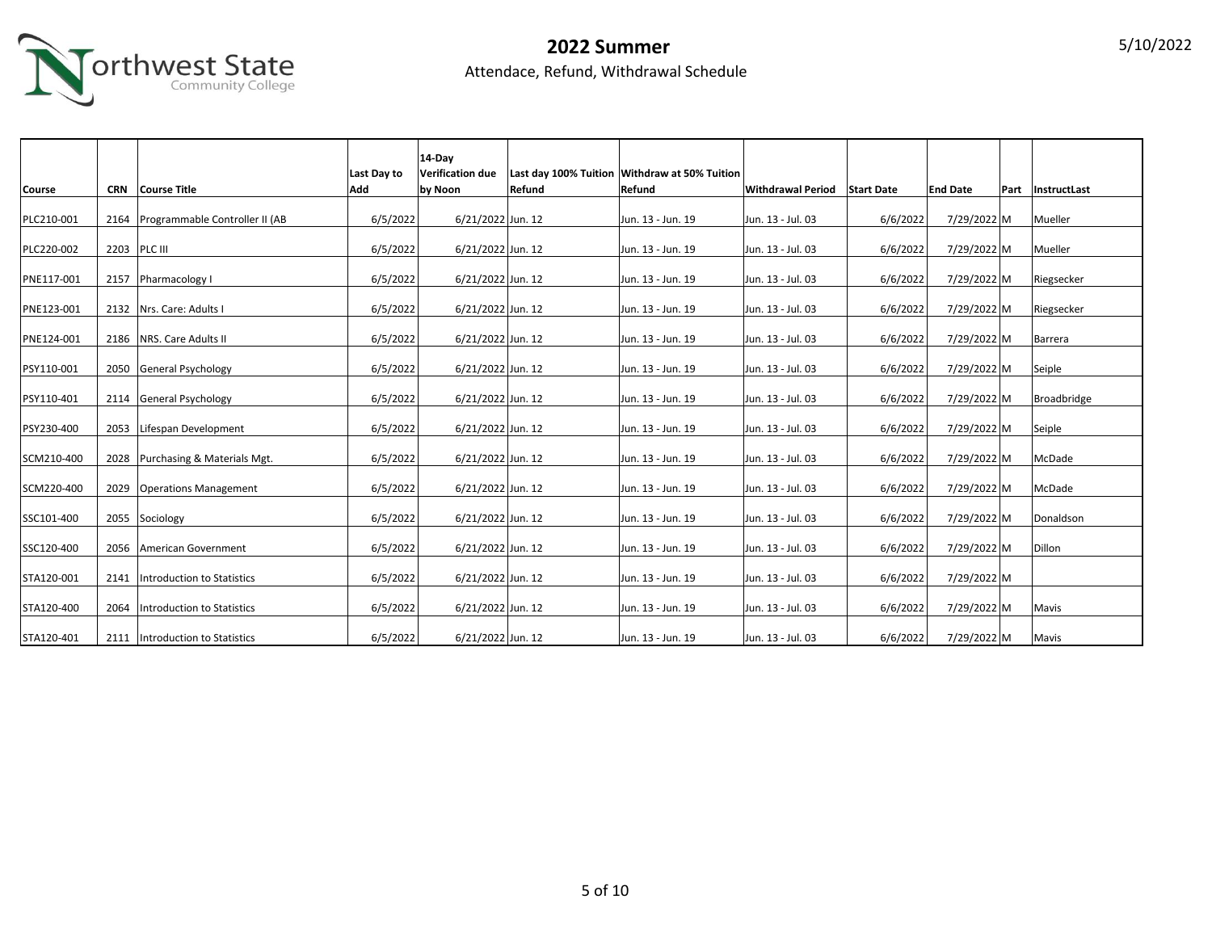# 2022 Summer

Attendace, Refund, Withdrawal Schedule

5/10/2022

| Course | CRN | Course Title | Last Day to Add | 14-Day Verification due by Noon | Last day 100% Tuition Refund | Withdraw at 50% Tuition Refund | Withdrawal Period | Start Date | End Date | Part | InstructLast |
|---|---|---|---|---|---|---|---|---|---|---|---|
| PLC210-001 | 2164 | Programmable Controller II (AB | 6/5/2022 | 6/21/2022 | Jun. 12 | Jun. 13 - Jun. 19 | Jun. 13 - Jul. 03 | 6/6/2022 | 7/29/2022 | M | Mueller |
| PLC220-002 | 2203 | PLC III | 6/5/2022 | 6/21/2022 | Jun. 12 | Jun. 13 - Jun. 19 | Jun. 13 - Jul. 03 | 6/6/2022 | 7/29/2022 | M | Mueller |
| PNE117-001 | 2157 | Pharmacology I | 6/5/2022 | 6/21/2022 | Jun. 12 | Jun. 13 - Jun. 19 | Jun. 13 - Jul. 03 | 6/6/2022 | 7/29/2022 | M | Riegsecker |
| PNE123-001 | 2132 | Nrs. Care: Adults I | 6/5/2022 | 6/21/2022 | Jun. 12 | Jun. 13 - Jun. 19 | Jun. 13 - Jul. 03 | 6/6/2022 | 7/29/2022 | M | Riegsecker |
| PNE124-001 | 2186 | NRS. Care Adults II | 6/5/2022 | 6/21/2022 | Jun. 12 | Jun. 13 - Jun. 19 | Jun. 13 - Jul. 03 | 6/6/2022 | 7/29/2022 | M | Barrera |
| PSY110-001 | 2050 | General Psychology | 6/5/2022 | 6/21/2022 | Jun. 12 | Jun. 13 - Jun. 19 | Jun. 13 - Jul. 03 | 6/6/2022 | 7/29/2022 | M | Seiple |
| PSY110-401 | 2114 | General Psychology | 6/5/2022 | 6/21/2022 | Jun. 12 | Jun. 13 - Jun. 19 | Jun. 13 - Jul. 03 | 6/6/2022 | 7/29/2022 | M | Broadbridge |
| PSY230-400 | 2053 | Lifespan Development | 6/5/2022 | 6/21/2022 | Jun. 12 | Jun. 13 - Jun. 19 | Jun. 13 - Jul. 03 | 6/6/2022 | 7/29/2022 | M | Seiple |
| SCM210-400 | 2028 | Purchasing & Materials Mgt. | 6/5/2022 | 6/21/2022 | Jun. 12 | Jun. 13 - Jun. 19 | Jun. 13 - Jul. 03 | 6/6/2022 | 7/29/2022 | M | McDade |
| SCM220-400 | 2029 | Operations Management | 6/5/2022 | 6/21/2022 | Jun. 12 | Jun. 13 - Jun. 19 | Jun. 13 - Jul. 03 | 6/6/2022 | 7/29/2022 | M | McDade |
| SSC101-400 | 2055 | Sociology | 6/5/2022 | 6/21/2022 | Jun. 12 | Jun. 13 - Jun. 19 | Jun. 13 - Jul. 03 | 6/6/2022 | 7/29/2022 | M | Donaldson |
| SSC120-400 | 2056 | American Government | 6/5/2022 | 6/21/2022 | Jun. 12 | Jun. 13 - Jun. 19 | Jun. 13 - Jul. 03 | 6/6/2022 | 7/29/2022 | M | Dillon |
| STA120-001 | 2141 | Introduction to Statistics | 6/5/2022 | 6/21/2022 | Jun. 12 | Jun. 13 - Jun. 19 | Jun. 13 - Jul. 03 | 6/6/2022 | 7/29/2022 | M | |
| STA120-400 | 2064 | Introduction to Statistics | 6/5/2022 | 6/21/2022 | Jun. 12 | Jun. 13 - Jun. 19 | Jun. 13 - Jul. 03 | 6/6/2022 | 7/29/2022 | M | Mavis |
| STA120-401 | 2111 | Introduction to Statistics | 6/5/2022 | 6/21/2022 | Jun. 12 | Jun. 13 - Jun. 19 | Jun. 13 - Jul. 03 | 6/6/2022 | 7/29/2022 | M | Mavis |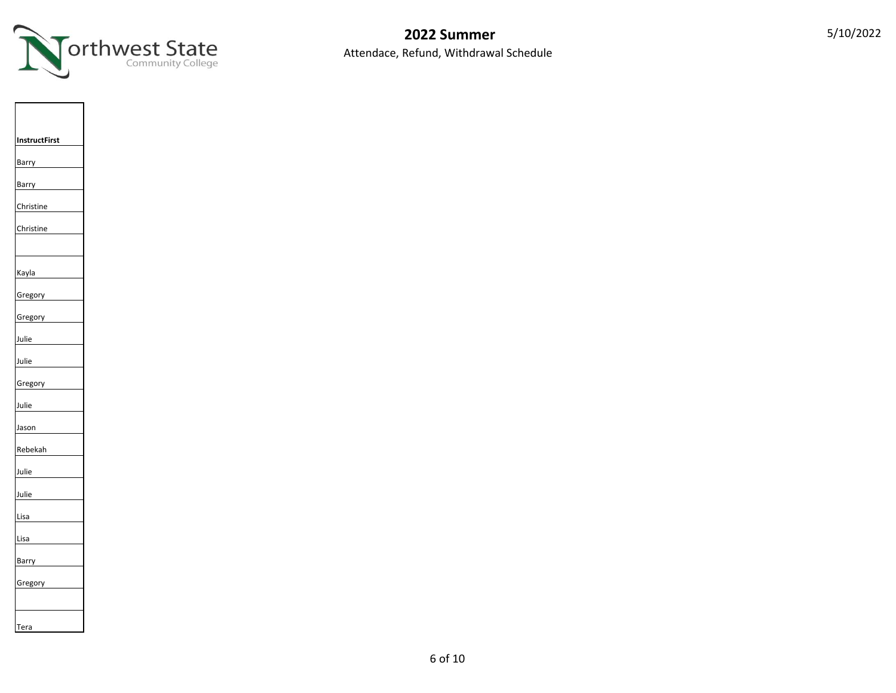# 2022 Summer

Attendace, Refund, Withdrawal Schedule

5/10/2022

| InstructFirst |
| --- |
| Barry |
| Barry |
| Christine |
| Christine |
| |
| Kayla |
| Gregory |
| Gregory |
| Julie |
| Julie |
| Gregory |
| Julie |
| Jason |
| Rebekah |
| Julie |
| Julie |
| Lisa |
| Lisa |
| Barry |
| Gregory |
| |
| Tera |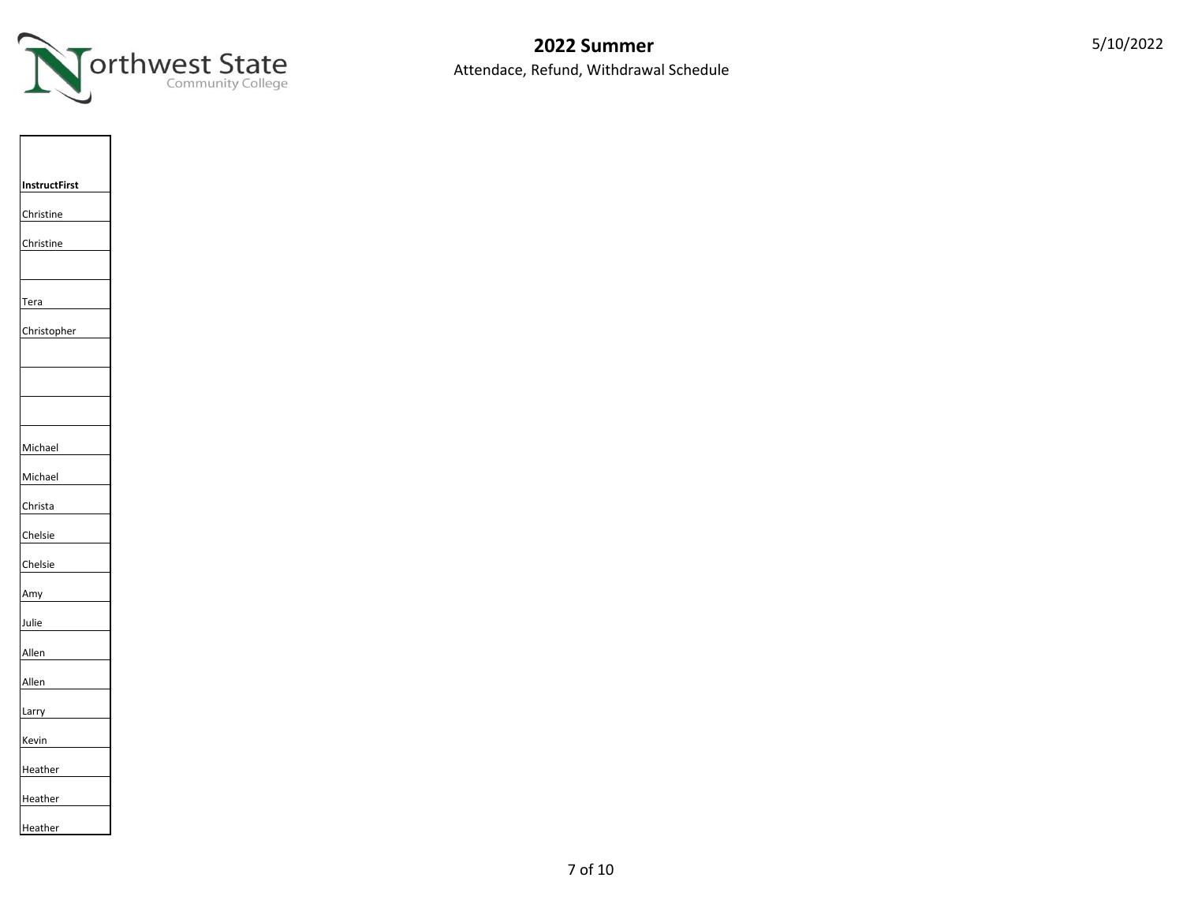# 2022 Summer

Attendace, Refund, Withdrawal Schedule

5/10/2022

| InstructFirst |
|---|
| Christine |
| Christine |
| |
| Tera |
| Christopher |
| |
| |
| |
| Michael |
| Michael |
| Christa |
| Chelsie |
| Chelsie |
| Amy |
| Julie |
| Allen |
| Allen |
| Larry |
| Kevin |
| Heather |
| Heather |
| Heather |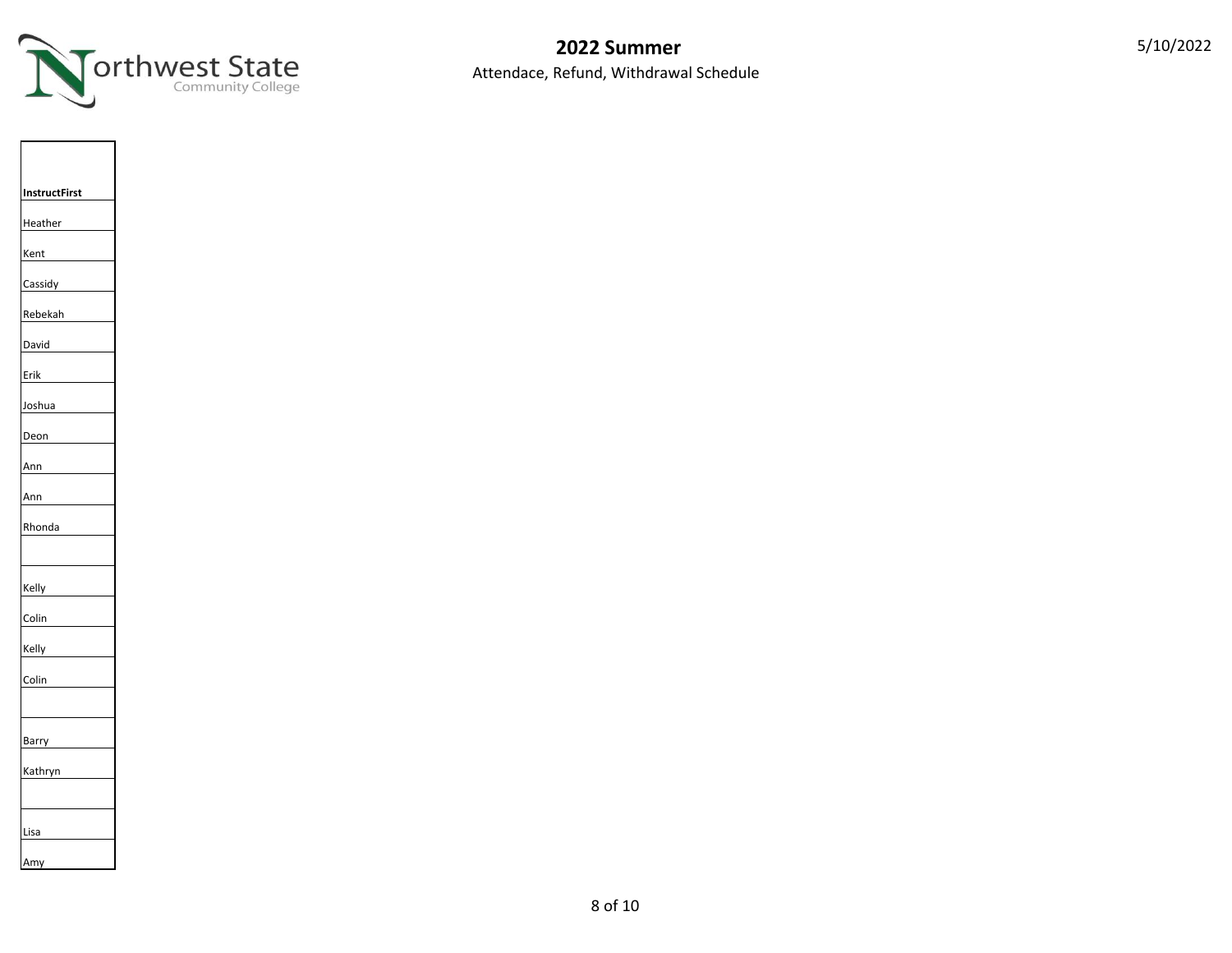# 2022 Summer

Attendace, Refund, Withdrawal Schedule

5/10/2022

| InstructFirst |
|---|
| Heather |
| Kent |
| Cassidy |
| Rebekah |
| David |
| Erik |
| Joshua |
| Deon |
| Ann |
| Ann |
| Rhonda |
| |
| Kelly |
| Colin |
| Kelly |
| Colin |
| |
| Barry |
| Kathryn |
| |
| Lisa |
| Amy |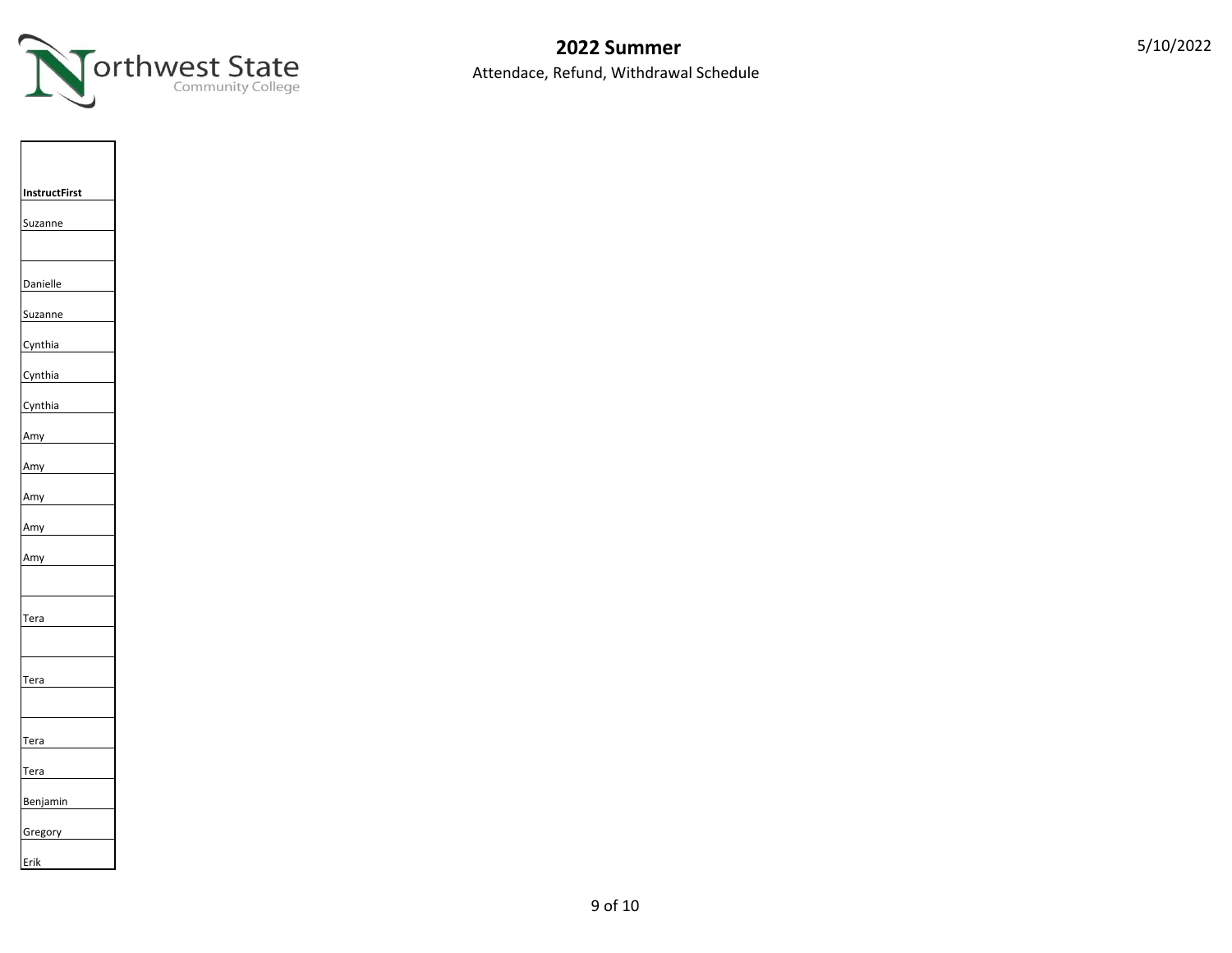# 2022 Summer

Attendace, Refund, Withdrawal Schedule

5/10/2022

| InstructFirst |
|---|
| Suzanne |
| |
| Danielle |
| Suzanne |
| Cynthia |
| Cynthia |
| Cynthia |
| Amy |
| Amy |
| Amy |
| Amy |
| Amy |
| |
| Tera |
| |
| Tera |
| |
| Tera |
| Tera |
| Benjamin |
| Gregory |
| Erik |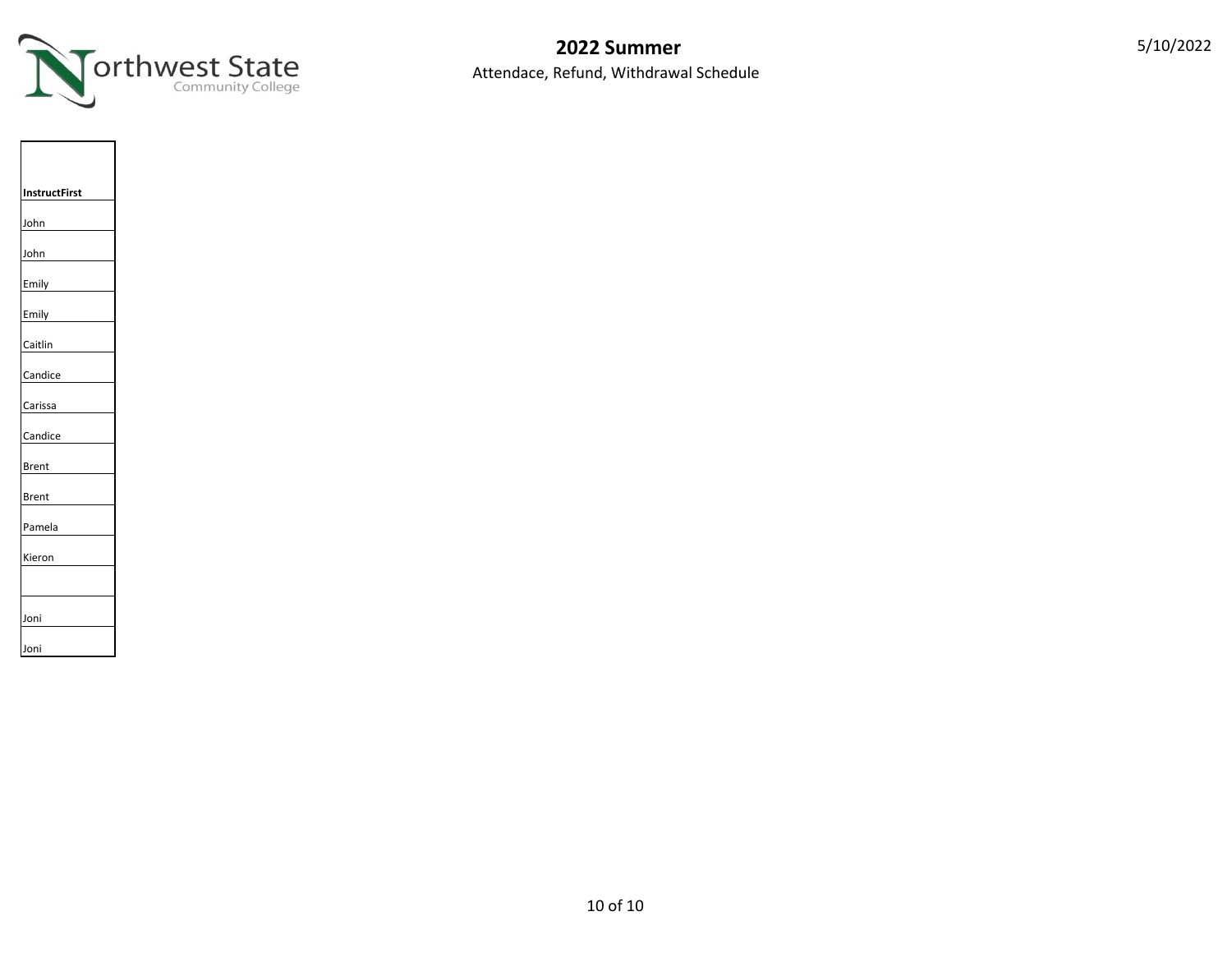Northwest State Community College

# 2022 Summer

Attendace, Refund, Withdrawal Schedule

5/10/2022

| InstructFirst |
|---|
| John |
| John |
| Emily |
| Emily |
| Caitlin |
| Candice |
| Carissa |
| Candice |
| Brent |
| Brent |
| Pamela |
| Kieron |
| |
| Joni |
| Joni |